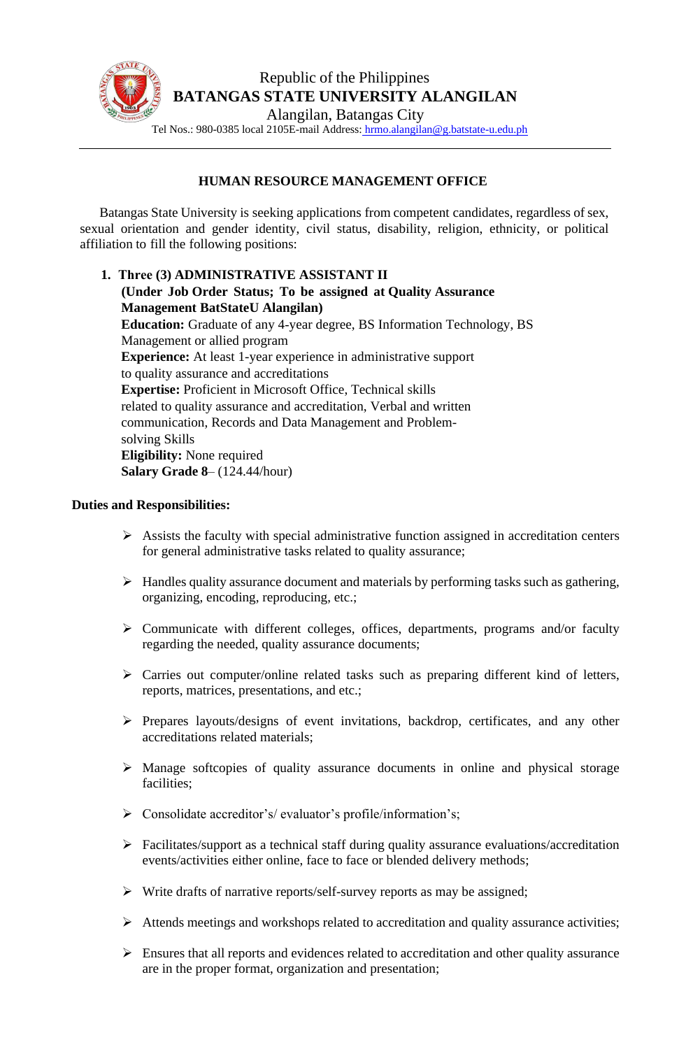Republic of the Philippines
**BATANGAS STATE UNIVERSITY ALANGILAN**
Alangilan, Batangas City
Tel Nos.: 980-0385 local 2105E-mail Address: hrmo.alangilan@g.batstate-u.edu.ph

---

## HUMAN RESOURCE MANAGEMENT OFFICE

Batangas State University is seeking applications from competent candidates, regardless of sex, sexual orientation and gender identity, civil status, disability, religion, ethnicity, or political affiliation to fill the following positions:

1. **Three (3) ADMINISTRATIVE ASSISTANT II**
   **(Under Job Order Status; To be assigned at Quality Assurance Management BatStateU Alangilan)**
   **Education:** Graduate of any 4-year degree, BS Information Technology, BS Management or allied program
   **Experience:** At least 1-year experience in administrative support to quality assurance and accreditations
   **Expertise:** Proficient in Microsoft Office, Technical skills related to quality assurance and accreditation, Verbal and written communication, Records and Data Management and Problem-solving Skills
   **Eligibility:** None required
   **Salary Grade 8**– (124.44/hour)

**Duties and Responsibilities:**

- Assists the faculty with special administrative function assigned in accreditation centers for general administrative tasks related to quality assurance;
- Handles quality assurance document and materials by performing tasks such as gathering, organizing, encoding, reproducing, etc.;
- Communicate with different colleges, offices, departments, programs and/or faculty regarding the needed, quality assurance documents;
- Carries out computer/online related tasks such as preparing different kind of letters, reports, matrices, presentations, and etc.;
- Prepares layouts/designs of event invitations, backdrop, certificates, and any other accreditations related materials;
- Manage softcopies of quality assurance documents in online and physical storage facilities;
- Consolidate accreditor's/ evaluator's profile/information's;
- Facilitates/support as a technical staff during quality assurance evaluations/accreditation events/activities either online, face to face or blended delivery methods;
- Write drafts of narrative reports/self-survey reports as may be assigned;
- Attends meetings and workshops related to accreditation and quality assurance activities;
- Ensures that all reports and evidences related to accreditation and other quality assurance are in the proper format, organization and presentation;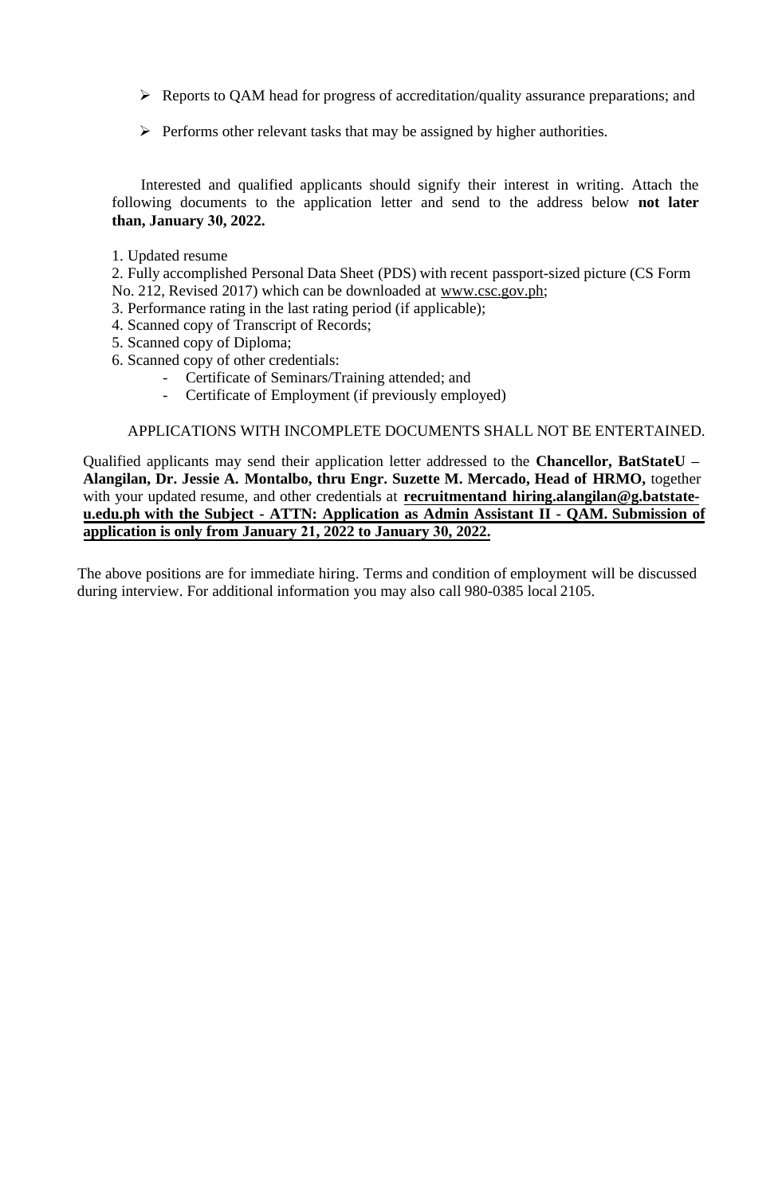- Reports to QAM head for progress of accreditation/quality assurance preparations; and
- Performs other relevant tasks that may be assigned by higher authorities.

Interested and qualified applicants should signify their interest in writing. Attach the following documents to the application letter and send to the address below **not later than, January 30, 2022.**

1. Updated resume
2. Fully accomplished Personal Data Sheet (PDS) with recent passport-sized picture (CS Form No. 212, Revised 2017) which can be downloaded at www.csc.gov.ph;
3. Performance rating in the last rating period (if applicable);
4. Scanned copy of Transcript of Records;
5. Scanned copy of Diploma;
6. Scanned copy of other credentials:
   - Certificate of Seminars/Training attended; and
   - Certificate of Employment (if previously employed)

APPLICATIONS WITH INCOMPLETE DOCUMENTS SHALL NOT BE ENTERTAINED.

Qualified applicants may send their application letter addressed to the **Chancellor, BatStateU – Alangilan, Dr. Jessie A. Montalbo, thru Engr. Suzette M. Mercado, Head of HRMO,** together with your updated resume, and other credentials at **recruitmentand hiring.alangilan@g.batstate-u.edu.ph with the Subject - ATTN: Application as Admin Assistant II - QAM. Submission of application is only from January 21, 2022 to January 30, 2022.**

The above positions are for immediate hiring. Terms and condition of employment will be discussed during interview. For additional information you may also call 980-0385 local 2105.